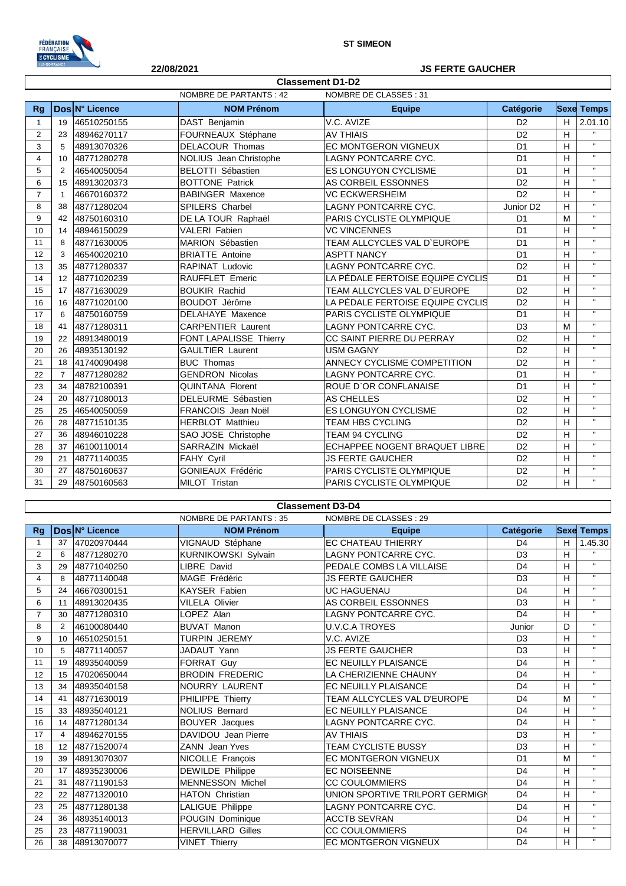ST SIMEON

22/08/2021

JS FERTE GAUCHER

## Classement D1-D2

NOMBRE DE PARTANTS : 42 NOMBRE DE CLASSES : 31

| Rg | Dos | N° Licence | NOM Prénom | Equipe | Catégorie | Sexe | Temps |
|---|---|---|---|---|---|---|---|
| 1 | 19 | 46510250155 | DAST Benjamin | V.C. AVIZE | D2 | H | 2.01.10 |
| 2 | 23 | 48946270117 | FOURNEAUX Stéphane | AV THIAIS | D2 | H | " |
| 3 | 5 | 48913070326 | DELACOUR Thomas | EC MONTGERON VIGNEUX | D1 | H | " |
| 4 | 10 | 48771280278 | NOLIUS Jean Christophe | LAGNY PONTCARRE CYC. | D1 | H | " |
| 5 | 2 | 46540050054 | BELOTTI Sébastien | ES LONGUYON CYCLISME | D1 | H | " |
| 6 | 15 | 48913020373 | BOTTONE Patrick | AS CORBEIL ESSONNES | D2 | H | " |
| 7 | 1 | 46670160372 | BABINGER Maxence | VC ECKWERSHEIM | D2 | H | " |
| 8 | 38 | 48771280204 | SPILERS Charbel | LAGNY PONTCARRE CYC. | Junior D2 | H | " |
| 9 | 42 | 48750160310 | DE LA TOUR Raphaël | PARIS CYCLISTE OLYMPIQUE | D1 | M | " |
| 10 | 14 | 48946150029 | VALERI Fabien | VC VINCENNES | D1 | H | " |
| 11 | 8 | 48771630005 | MARION Sébastien | TEAM ALLCYCLES VAL D`EUROPE | D1 | H | " |
| 12 | 3 | 46540020210 | BRIATTE Antoine | ASPTT NANCY | D1 | H | " |
| 13 | 35 | 48771280337 | RAPINAT Ludovic | LAGNY PONTCARRE CYC. | D2 | H | " |
| 14 | 12 | 48771020239 | RAUFFLET Emeric | LA PÉDALE FERTOISE EQUIPE CYCLIS | D1 | H | " |
| 15 | 17 | 48771630029 | BOUKIR Rachid | TEAM ALLCYCLES VAL D`EUROPE | D2 | H | " |
| 16 | 16 | 48771020100 | BOUDOT Jérôme | LA PÉDALE FERTOISE EQUIPE CYCLIS | D2 | H | " |
| 17 | 6 | 48750160759 | DELAHAYE Maxence | PARIS CYCLISTE OLYMPIQUE | D1 | H | " |
| 18 | 41 | 48771280311 | CARPENTIER Laurent | LAGNY PONTCARRE CYC. | D3 | M | " |
| 19 | 22 | 48913480019 | FONT LAPALISSE Thierry | CC SAINT PIERRE DU PERRAY | D2 | H | " |
| 20 | 26 | 48935130192 | GAULTIER Laurent | USM GAGNY | D2 | H | " |
| 21 | 18 | 41740090498 | BUC Thomas | ANNECY CYCLISME COMPETITION | D2 | H | " |
| 22 | 7 | 48771280282 | GENDRON Nicolas | LAGNY PONTCARRE CYC. | D1 | H | " |
| 23 | 34 | 48782100391 | QUINTANA Florent | ROUE D`OR CONFLANAISE | D1 | H | " |
| 24 | 20 | 48771080013 | DELEURME Sébastien | AS CHELLES | D2 | H | " |
| 25 | 25 | 46540050059 | FRANCOIS Jean Noël | ES LONGUYON CYCLISME | D2 | H | " |
| 26 | 28 | 48771510135 | HERBLOT Matthieu | TEAM HBS CYCLING | D2 | H | " |
| 27 | 36 | 48946010228 | SAO JOSE Christophe | TEAM 94 CYCLING | D2 | H | " |
| 28 | 37 | 46100110014 | SARRAZIN Mickaël | ECHAPPEE NOGENT BRAQUET LIBRE | D2 | H | " |
| 29 | 21 | 48771140035 | FAHY Cyril | JS FERTE GAUCHER | D2 | H | " |
| 30 | 27 | 48750160637 | GONIEAUX Frédéric | PARIS CYCLISTE OLYMPIQUE | D2 | H | " |
| 31 | 29 | 48750160563 | MILOT Tristan | PARIS CYCLISTE OLYMPIQUE | D2 | H | " |

## Classement D3-D4

NOMBRE DE PARTANTS : 35 NOMBRE DE CLASSES : 29

| Rg | Dos | N° Licence | NOM Prénom | Equipe | Catégorie | Sexe | Temps |
|---|---|---|---|---|---|---|---|
| 1 | 37 | 47020970444 | VIGNAUD Stéphane | EC CHATEAU THIERRY | D4 | H | 1.45.30 |
| 2 | 6 | 48771280270 | KURNIKOWSKI Sylvain | LAGNY PONTCARRE CYC. | D3 | H | " |
| 3 | 29 | 48771040250 | LIBRE David | PEDALE COMBS LA VILLAISE | D4 | H | " |
| 4 | 8 | 48771140048 | MAGE Frédéric | JS FERTE GAUCHER | D3 | H | " |
| 5 | 24 | 46670300151 | KAYSER Fabien | UC HAGUENAU | D4 | H | " |
| 6 | 11 | 48913020435 | VILELA Olivier | AS CORBEIL ESSONNES | D3 | H | " |
| 7 | 30 | 48771280310 | LOPEZ Alan | LAGNY PONTCARRE CYC. | D4 | H | " |
| 8 | 2 | 46100080440 | BUVAT Manon | U.V.C.A TROYES | Junior | D | " |
| 9 | 10 | 46510250151 | TURPIN JEREMY | V.C. AVIZE | D3 | H | " |
| 10 | 5 | 48771140057 | JADAUT Yann | JS FERTE GAUCHER | D3 | H | " |
| 11 | 19 | 48935040059 | FORRAT Guy | EC NEUILLY PLAISANCE | D4 | H | " |
| 12 | 15 | 47020650044 | BRODIN FREDERIC | LA CHERIZIENNE CHAUNY | D4 | H | " |
| 13 | 34 | 48935040158 | NOURRY LAURENT | EC NEUILLY PLAISANCE | D4 | H | " |
| 14 | 41 | 48771630019 | PHILIPPE Thierry | TEAM ALLCYCLES VAL D'EUROPE | D4 | M | " |
| 15 | 33 | 48935040121 | NOLIUS Bernard | EC NEUILLY PLAISANCE | D4 | H | " |
| 16 | 14 | 48771280134 | BOUYER Jacques | LAGNY PONTCARRE CYC. | D4 | H | " |
| 17 | 4 | 48946270155 | DAVIDOU Jean Pierre | AV THIAIS | D3 | H | " |
| 18 | 12 | 48771520074 | ZANN Jean Yves | TEAM CYCLISTE BUSSY | D3 | H | " |
| 19 | 39 | 48913070307 | NICOLLE François | EC MONTGERON VIGNEUX | D1 | M | " |
| 20 | 17 | 48935230006 | DEWILDE Philippe | EC NOISEENNE | D4 | H | " |
| 21 | 31 | 48771190153 | MENNESSON Michel | CC COULOMMIERS | D4 | H | " |
| 22 | 22 | 48771320010 | HATON Christian | UNION SPORTIVE TRILPORT GERMIGN | D4 | H | " |
| 23 | 25 | 48771280138 | LALIGUE Philippe | LAGNY PONTCARRE CYC. | D4 | H | " |
| 24 | 36 | 48935140013 | POUGIN Dominique | ACCTB SEVRAN | D4 | H | " |
| 25 | 23 | 48771190031 | HERVILLARD Gilles | CC COULOMMIERS | D4 | H | " |
| 26 | 38 | 48913070077 | VINET Thierry | EC MONTGERON VIGNEUX | D4 | H | " |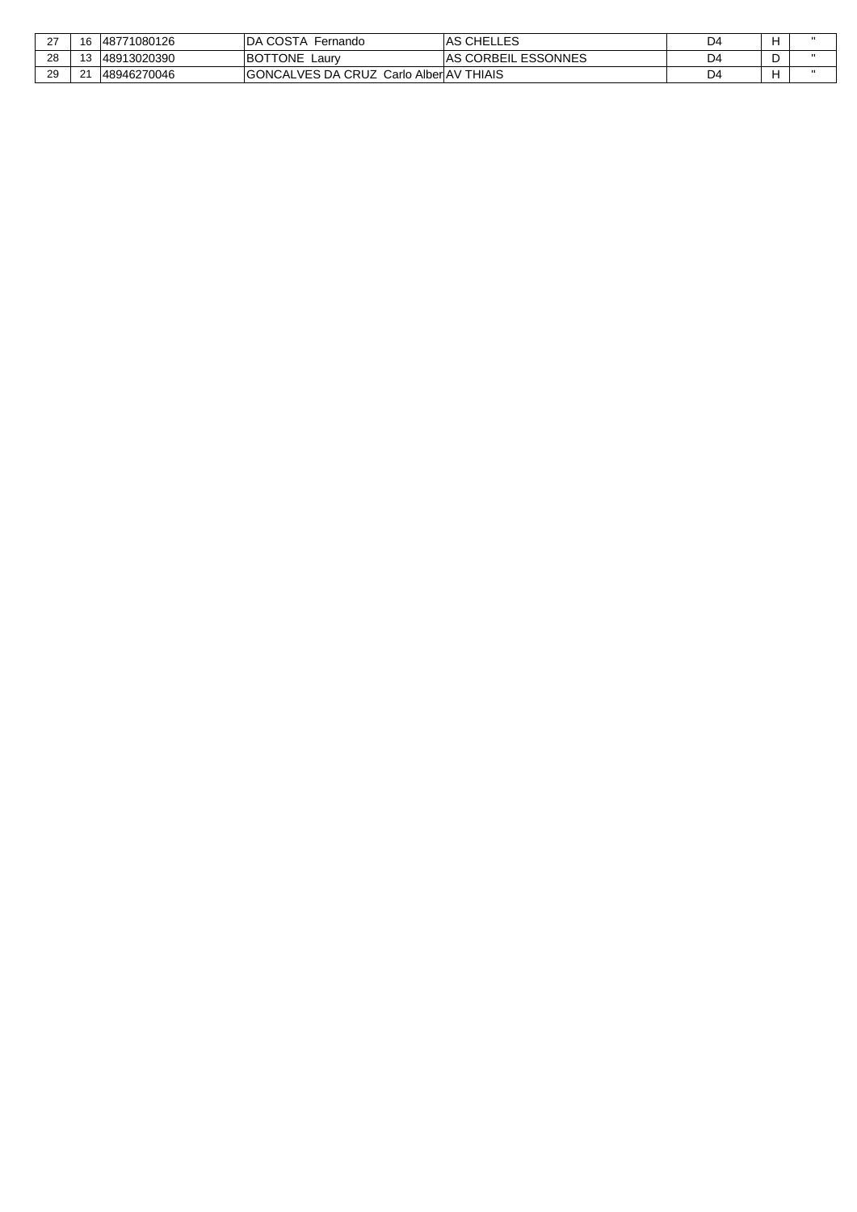| | | | | | | | |
|---|---|---|---|---|---|---|---|
| 27 | 16 | 48771080126 | DA COSTA Fernando | AS CHELLES | D4 | H | " |
| 28 | 13 | 48913020390 | BOTTONE Laury | AS CORBEIL ESSONNES | D4 | D | " |
| 29 | 21 | 48946270046 | GONCALVES DA CRUZ Carlo Alber | AV THIAIS | D4 | H | " |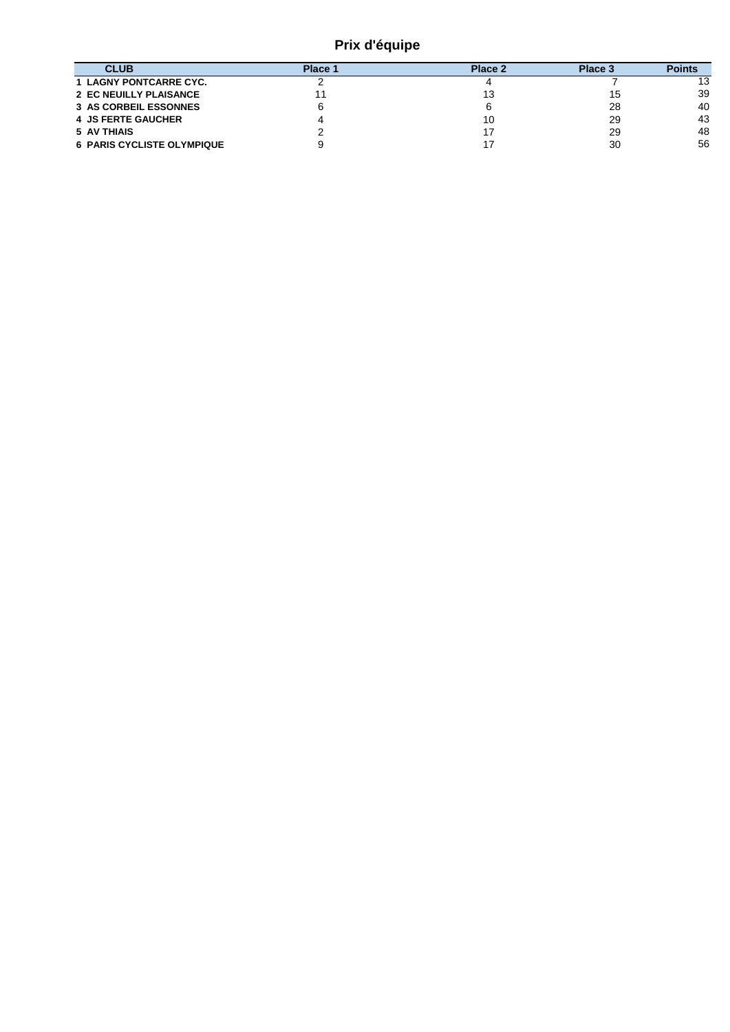# Prix d'équipe

| CLUB | Place 1 | Place 2 | Place 3 | Points |
| --- | --- | --- | --- | --- |
| 1 LAGNY PONTCARRE CYC. | 2 | 4 | 7 | 13 |
| 2 EC NEUILLY PLAISANCE | 11 | 13 | 15 | 39 |
| 3 AS CORBEIL ESSONNES | 6 | 6 | 28 | 40 |
| 4 JS FERTE GAUCHER | 4 | 10 | 29 | 43 |
| 5 AV THIAIS | 2 | 17 | 29 | 48 |
| 6 PARIS CYCLISTE OLYMPIQUE | 9 | 17 | 30 | 56 |